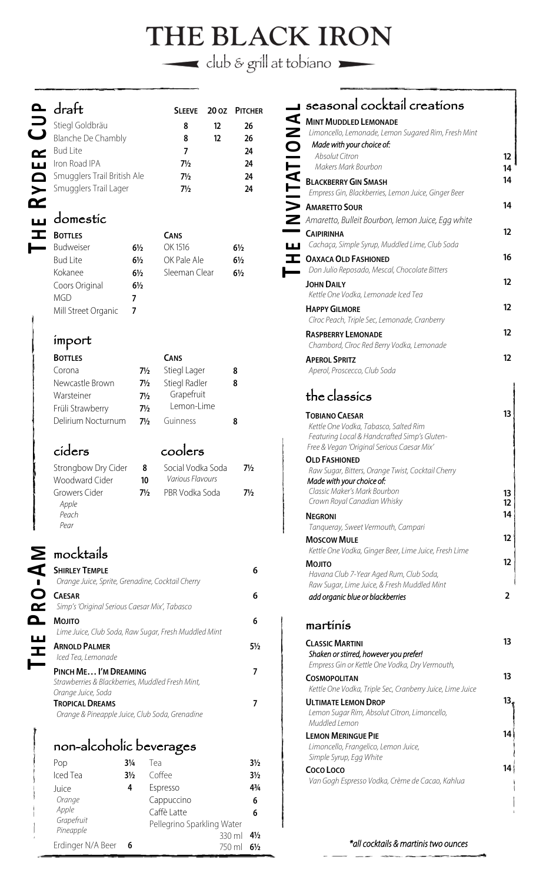# THE BLACK IRON

club & grill at tobiano

## The Ryder Cup

### draft

| | Sleeve | 20 oz | Pitcher |
|---|---|---|---|
| Stiegl Goldbräu | 8 | 12 | 26 |
| Blanche De Chambly | 8 | 12 | 26 |
| Bud Lite | 7 | | 24 |
| Iron Road IPA | 7½ | | 24 |
| Smugglers Trail British Ale | 7½ | | 24 |
| Smugglers Trail Lager | 7½ | | 24 |

### domestic

| Bottles | | Cans | |
|---|---|---|---|
| Budweiser | 6½ | OK 1516 | 6½ |
| Bud Lite | 6½ | OK Pale Ale | 6½ |
| Kokanee | 6½ | Sleeman Clear | 6½ |
| Coors Original | 6½ | | |
| MGD | 7 | | |
| Mill Street Organic | 7 | | |

### import

| Bottles | | Cans | |
|---|---|---|---|
| Corona | 7½ | Stiegl Lager | 8 |
| Newcastle Brown | 7½ | Stiegl Radler | 8 |
| Warsteiner | 7½ | Grapefruit | |
| Früli Strawberry | 7½ | Lemon-Lime | |
| Delirium Nocturnum | 7½ | Guinness | 8 |

### ciders

| | |
|---|---|
| Strongbow Dry Cider | 8 |
| Woodward Cider | 10 |
| Growers Cider | 7½ |
| *Apple* | |
| *Peach* | |
| *Pear* | |

### coolers

| | |
|---|---|
| Social Vodka Soda | 7½ |
| *Various Flavours* | |
| PBR Vodka Soda | 7½ |

## The Pro-Am

### mocktails

**Shirley Temple** — 6
*Orange Juice, Sprite, Grenadine, Cocktail Cherry*

**Caesar** — 6
*Simp's 'Original Serious Caesar Mix', Tabasco*

**Mojito** — 6
*Lime Juice, Club Soda, Raw Sugar, Fresh Muddled Mint*

**Arnold Palmer** — 5½
*Iced Tea, Lemonade*

**Pinch Me… I'm Dreaming** — 7
*Strawberries & Blackberries, Muddled Fresh Mint, Orange Juice, Soda*

**Tropical Dreams** — 7
*Orange & Pineapple Juice, Club Soda, Grenadine*

### non-alcoholic beverages

| | | | |
|---|---|---|---|
| Pop | 3¼ | Tea | 3½ |
| Iced Tea | 3½ | Coffee | 3½ |
| Juice | 4 | Espresso | 4¾ |
| *Orange* | | Cappuccino | 6 |
| *Apple* | | Caffè Latte | 6 |
| *Grapefruit* | | Pellegrino Sparkling Water | |
| *Pineapple* | | 330 ml | 4½ |
| Erdinger N/A Beer | 6 | 750 ml | 6½ |

## The Invitational

### seasonal cocktail creations

**Mint Muddled Lemonade**
*Limoncello, Lemonade, Lemon Sugared Rim, Fresh Mint*
*Made with your choice of:*
*Absolut Citron* — 12
*Makers Mark Bourbon* — 14

**Blackberry Gin Smash** — 14
*Empress Gin, Blackberries, Lemon Juice, Ginger Beer*

**Amaretto Sour** — 14
*Amaretto, Bulleit Bourbon, lemon Juice, Egg white*

**Caipirinha** — 12
*Cachaça, Simple Syrup, Muddled Lime, Club Soda*

**Oaxaca Old Fashioned** — 16
*Don Julio Reposado, Mescal, Chocolate Bitters*

**John Daily** — 12
*Kettle One Vodka, Lemonade Iced Tea*

**Happy Gilmore** — 12
*Cîroc Peach, Triple Sec, Lemonade, Cranberry*

**Raspberry Lemonade** — 12
*Chambord, Cîroc Red Berry Vodka, Lemonade*

**Aperol Spritz** — 12
*Aperol, Proscecco, Club Soda*

### the classics

**Tobiano Caesar** — 13
*Kettle One Vodka, Tabasco, Salted Rim*
*Featuring Local & Handcrafted Simp's Gluten-Free & Vegan 'Original Serious Caesar Mix'*

**Old Fashioned**
*Raw Sugar, Bitters, Orange Twist, Cocktail Cherry*
*Made with your choice of:*
*Classic Maker's Mark Bourbon* — 13
*Crown Royal Canadian Whisky* — 12

**Negroni** — 14
*Tanqueray, Sweet Vermouth, Campari*

**Moscow Mule** — 12
*Kettle One Vodka, Ginger Beer, Lime Juice, Fresh Lime*

**Mojito** — 12
*Havana Club 7-Year Aged Rum, Club Soda, Raw Sugar, Lime Juice, & Fresh Muddled Mint*
*add organic blue or blackberries* — 2

### martinis

**Classic Martini** — 13
*Shaken or stirred, however you prefer!*
*Empress Gin or Kettle One Vodka, Dry Vermouth,*

**Cosmopolitan** — 13
*Kettle One Vodka, Triple Sec, Cranberry Juice, Lime Juice*

**Ultimate Lemon Drop** — 13
*Lemon Sugar Rim, Absolut Citron, Limoncello, Muddled Lemon*

**Lemon Meringue Pie** — 14
*Limoncello, Frangelico, Lemon Juice, Simple Syrup, Egg White*

**Coco Loco** — 14
*Van Gogh Espresso Vodka, Crème de Cacao, Kahlua*

*\*all cocktails & martinis two ounces*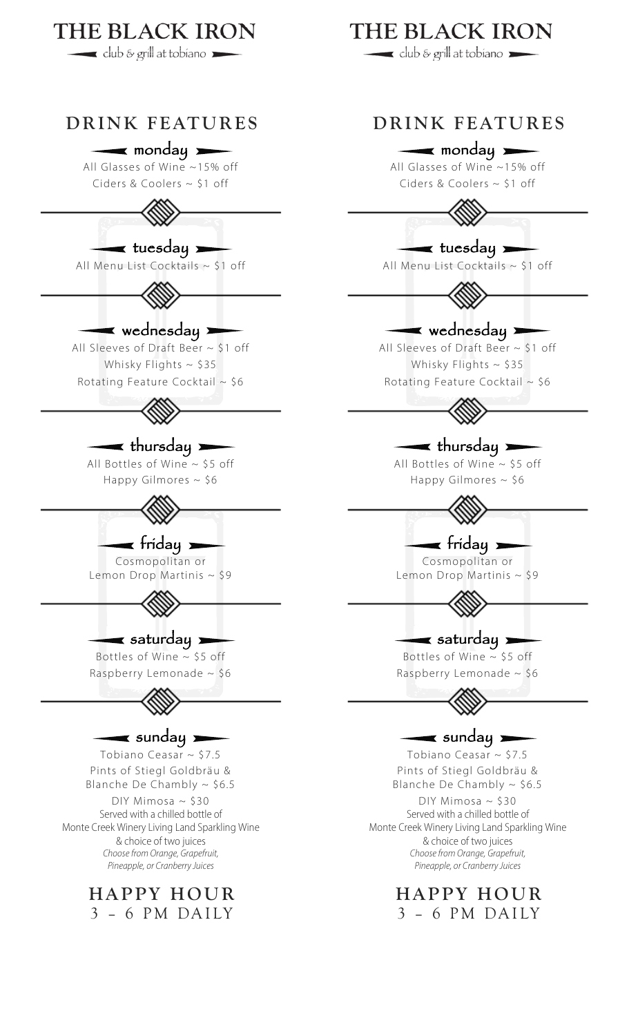# THE BLACK IRON

club & grill at tobiano

## DRINK FEATURES

### monday

All Glasses of Wine ~15% off

Ciders & Coolers ~ $1 off

### tuesday

All Menu List Cocktails ~ $1 off

### wednesday

All Sleeves of Draft Beer ~ $1 off

Whisky Flights ~ $35

Rotating Feature Cocktail ~ $6

### thursday

All Bottles of Wine ~ $5 off

Happy Gilmores ~ $6

### friday

Cosmopolitan or
Lemon Drop Martinis ~ $9

### saturday

Bottles of Wine ~ $5 off

Raspberry Lemonade ~ $6

### sunday

Tobiano Ceasar ~ $7.5

Pints of Stiegl Goldbräu &
Blanche De Chambly ~ $6.5

DIY Mimosa ~ $30
Served with a chilled bottle of
Monte Creek Winery Living Land Sparkling Wine
& choice of two juices
*Choose from Orange, Grapefruit, Pineapple, or Cranberry Juices*

## HAPPY HOUR

3 - 6 PM DAILY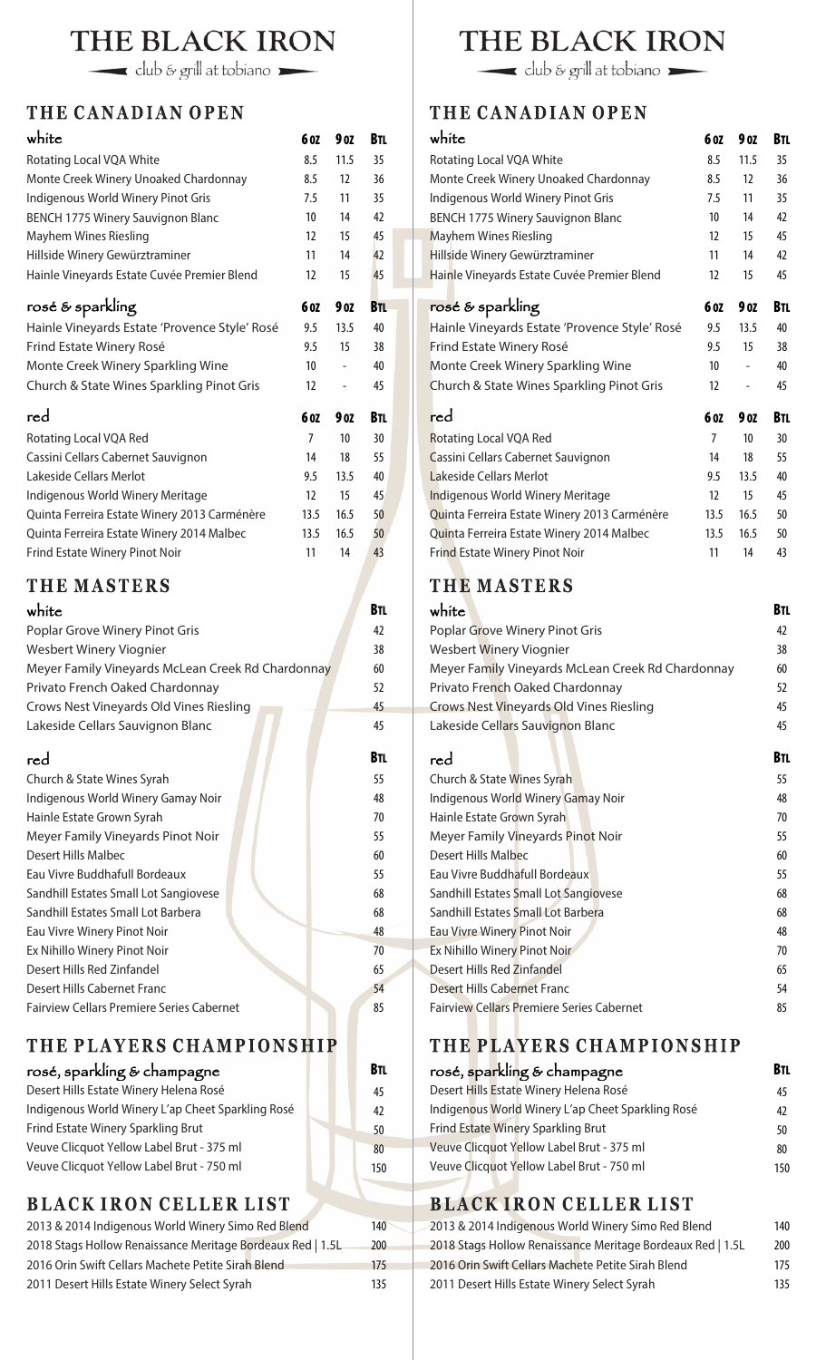# THE BLACK IRON

club & grill at tobiano

## THE CANADIAN OPEN

| white | 6 oz | 9 oz | Btl |
| --- | --- | --- | --- |
| Rotating Local VQA White | 8.5 | 11.5 | 35 |
| Monte Creek Winery Unoaked Chardonnay | 8.5 | 12 | 36 |
| Indigenous World Winery Pinot Gris | 7.5 | 11 | 35 |
| BENCH 1775 Winery Sauvignon Blanc | 10 | 14 | 42 |
| Mayhem Wines Riesling | 12 | 15 | 45 |
| Hillside Winery Gewürztraminer | 11 | 14 | 42 |
| Hainle Vineyards Estate Cuvée Premier Blend | 12 | 15 | 45 |

| rosé & sparkling | 6 oz | 9 oz | Btl |
| --- | --- | --- | --- |
| Hainle Vineyards Estate 'Provence Style' Rosé | 9.5 | 13.5 | 40 |
| Frind Estate Winery Rosé | 9.5 | 15 | 38 |
| Monte Creek Winery Sparkling Wine | 10 | - | 40 |
| Church & State Wines Sparkling Pinot Gris | 12 | - | 45 |

| red | 6 oz | 9 oz | Btl |
| --- | --- | --- | --- |
| Rotating Local VQA Red | 7 | 10 | 30 |
| Cassini Cellars Cabernet Sauvignon | 14 | 18 | 55 |
| Lakeside Cellars Merlot | 9.5 | 13.5 | 40 |
| Indigenous World Winery Meritage | 12 | 15 | 45 |
| Quinta Ferreira Estate Winery 2013 Carménère | 13.5 | 16.5 | 50 |
| Quinta Ferreira Estate Winery 2014 Malbec | 13.5 | 16.5 | 50 |
| Frind Estate Winery Pinot Noir | 11 | 14 | 43 |

## THE MASTERS

| white | Btl |
| --- | --- |
| Poplar Grove Winery Pinot Gris | 42 |
| Wesbert Winery Viognier | 38 |
| Meyer Family Vineyards McLean Creek Rd Chardonnay | 60 |
| Privato French Oaked Chardonnay | 52 |
| Crows Nest Vineyards Old Vines Riesling | 45 |
| Lakeside Cellars Sauvignon Blanc | 45 |

| red | Btl |
| --- | --- |
| Church & State Wines Syrah | 55 |
| Indigenous World Winery Gamay Noir | 48 |
| Hainle Estate Grown Syrah | 70 |
| Meyer Family Vineyards Pinot Noir | 55 |
| Desert Hills Malbec | 60 |
| Eau Vivre Buddhafull Bordeaux | 55 |
| Sandhill Estates Small Lot Sangiovese | 68 |
| Sandhill Estates Small Lot Barbera | 68 |
| Eau Vivre Winery Pinot Noir | 48 |
| Ex Nihillo Winery Pinot Noir | 70 |
| Desert Hills Red Zinfandel | 65 |
| Desert Hills Cabernet Franc | 54 |
| Fairview Cellars Premiere Series Cabernet | 85 |

## THE PLAYERS CHAMPIONSHIP

| rosé, sparkling & champagne | Btl |
| --- | --- |
| Desert Hills Estate Winery Helena Rosé | 45 |
| Indigenous World Winery L'ap Cheet Sparkling Rosé | 42 |
| Frind Estate Winery Sparkling Brut | 50 |
| Veuve Clicquot Yellow Label Brut - 375 ml | 80 |
| Veuve Clicquot Yellow Label Brut - 750 ml | 150 |

## BLACK IRON CELLER LIST

| | |
| --- | --- |
| 2013 & 2014 Indigenous World Winery Simo Red Blend | 140 |
| 2018 Stags Hollow Renaissance Meritage Bordeaux Red \| 1.5L | 200 |
| 2016 Orin Swift Cellars Machete Petite Sirah Blend | 175 |
| 2011 Desert Hills Estate Winery Select Syrah | 135 |

# THE BLACK IRON

club & grill at tobiano

## THE CANADIAN OPEN

| white | 6 oz | 9 oz | Btl |
| --- | --- | --- | --- |
| Rotating Local VQA White | 8.5 | 11.5 | 35 |
| Monte Creek Winery Unoaked Chardonnay | 8.5 | 12 | 36 |
| Indigenous World Winery Pinot Gris | 7.5 | 11 | 35 |
| BENCH 1775 Winery Sauvignon Blanc | 10 | 14 | 42 |
| Mayhem Wines Riesling | 12 | 15 | 45 |
| Hillside Winery Gewürztraminer | 11 | 14 | 42 |
| Hainle Vineyards Estate Cuvée Premier Blend | 12 | 15 | 45 |

| rosé & sparkling | 6 oz | 9 oz | Btl |
| --- | --- | --- | --- |
| Hainle Vineyards Estate 'Provence Style' Rosé | 9.5 | 13.5 | 40 |
| Frind Estate Winery Rosé | 9.5 | 15 | 38 |
| Monte Creek Winery Sparkling Wine | 10 | - | 40 |
| Church & State Wines Sparkling Pinot Gris | 12 | - | 45 |

| red | 6 oz | 9 oz | Btl |
| --- | --- | --- | --- |
| Rotating Local VQA Red | 7 | 10 | 30 |
| Cassini Cellars Cabernet Sauvignon | 14 | 18 | 55 |
| Lakeside Cellars Merlot | 9.5 | 13.5 | 40 |
| Indigenous World Winery Meritage | 12 | 15 | 45 |
| Quinta Ferreira Estate Winery 2013 Carménère | 13.5 | 16.5 | 50 |
| Quinta Ferreira Estate Winery 2014 Malbec | 13.5 | 16.5 | 50 |
| Frind Estate Winery Pinot Noir | 11 | 14 | 43 |

## THE MASTERS

| white | Btl |
| --- | --- |
| Poplar Grove Winery Pinot Gris | 42 |
| Wesbert Winery Viognier | 38 |
| Meyer Family Vineyards McLean Creek Rd Chardonnay | 60 |
| Privato French Oaked Chardonnay | 52 |
| Crows Nest Vineyards Old Vines Riesling | 45 |
| Lakeside Cellars Sauvignon Blanc | 45 |

| red | Btl |
| --- | --- |
| Church & State Wines Syrah | 55 |
| Indigenous World Winery Gamay Noir | 48 |
| Hainle Estate Grown Syrah | 70 |
| Meyer Family Vineyards Pinot Noir | 55 |
| Desert Hills Malbec | 60 |
| Eau Vivre Buddhafull Bordeaux | 55 |
| Sandhill Estates Small Lot Sangiovese | 68 |
| Sandhill Estates Small Lot Barbera | 68 |
| Eau Vivre Winery Pinot Noir | 48 |
| Ex Nihillo Winery Pinot Noir | 70 |
| Desert Hills Red Zinfandel | 65 |
| Desert Hills Cabernet Franc | 54 |
| Fairview Cellars Premiere Series Cabernet | 85 |

## THE PLAYERS CHAMPIONSHIP

| rosé, sparkling & champagne | Btl |
| --- | --- |
| Desert Hills Estate Winery Helena Rosé | 45 |
| Indigenous World Winery L'ap Cheet Sparkling Rosé | 42 |
| Frind Estate Winery Sparkling Brut | 50 |
| Veuve Clicquot Yellow Label Brut - 375 ml | 80 |
| Veuve Clicquot Yellow Label Brut - 750 ml | 150 |

## BLACK IRON CELLER LIST

| | |
| --- | --- |
| 2013 & 2014 Indigenous World Winery Simo Red Blend | 140 |
| 2018 Stags Hollow Renaissance Meritage Bordeaux Red \| 1.5L | 200 |
| 2016 Orin Swift Cellars Machete Petite Sirah Blend | 175 |
| 2011 Desert Hills Estate Winery Select Syrah | 135 |